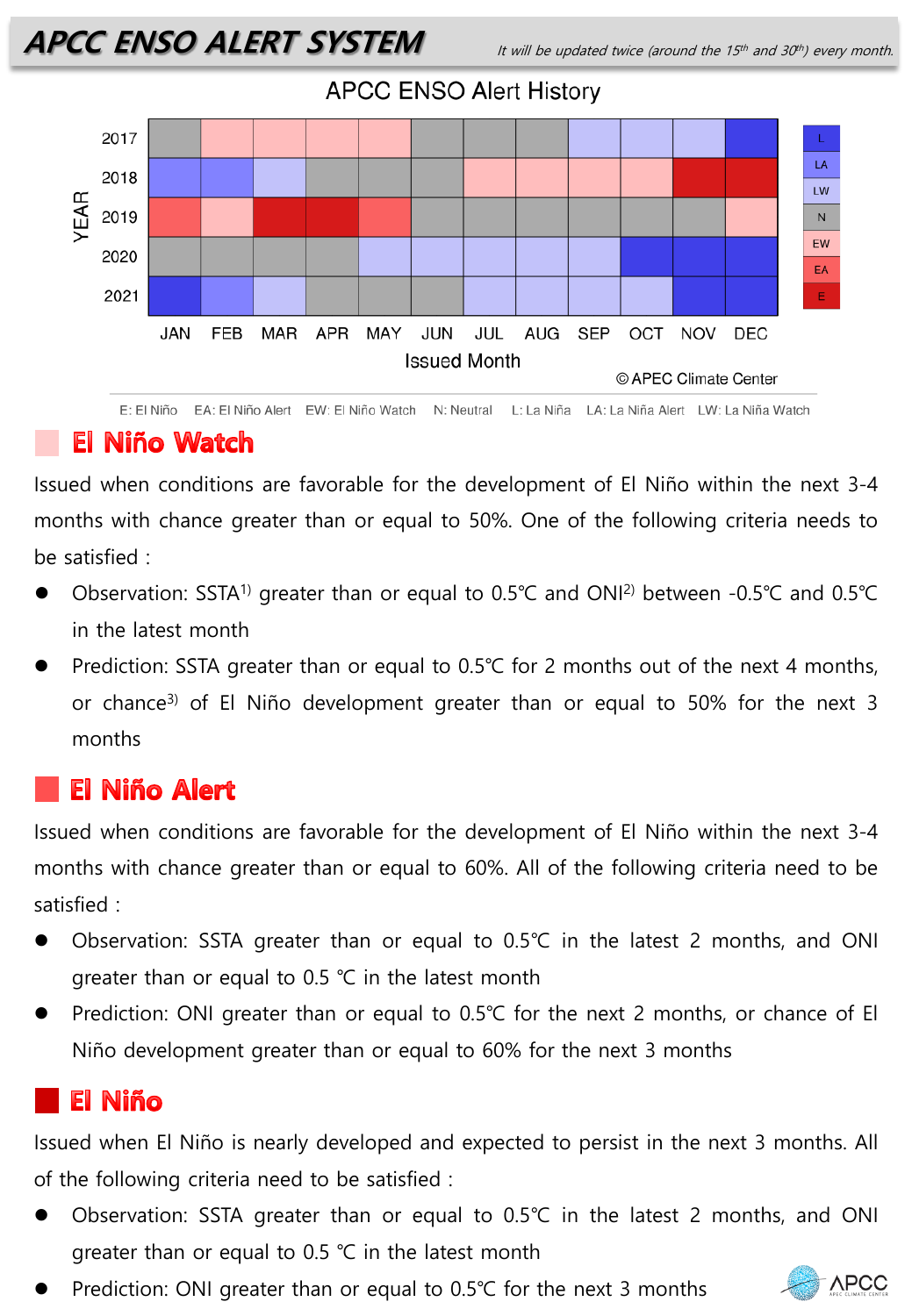# APCC ENSO ALERT SYSTEM

*It will be updated twice (around the 15th and 30th) every month.*

**APCC ENSO Alert History**

| YEAR | JAN | FEB | MAR | APR | MAY | JUN | JUL | AUG | SEP | OCT | NOV | DEC |
|---|---|---|---|---|---|---|---|---|---|---|---|---|
| 2017 | N | EW | EW | EW | EW | N | N | N | LW | LW | LW | L |
| 2018 | LA | LA | LW | N | N | N | EW | EW | EW | EW | E | E |
| 2019 | EA | EW | E | E | EA | N | N | N | N | N | N | EW |
| 2020 | N | N | N | N | LW | LW | LW | LW | LW | L | L | L |
| 2021 | L | LA | LW | N | N | N | LW | LW | LW | LW | L | L |

Issued Month

© APEC Climate Center

E: El Niño   EA: El Niño Alert   EW: El Niño Watch   N: Neutral   L: La Niña   LA: La Niña Alert   LW: La Niña Watch

## El Niño Watch

Issued when conditions are favorable for the development of El Niño within the next 3-4 months with chance greater than or equal to 50%. One of the following criteria needs to be satisfied :

- Observation: SSTA[1] greater than or equal to 0.5℃ and ONI[2] between -0.5℃ and 0.5℃ in the latest month
- Prediction: SSTA greater than or equal to 0.5℃ for 2 months out of the next 4 months, or chance[3] of El Niño development greater than or equal to 50% for the next 3 months

## El Niño Alert

Issued when conditions are favorable for the development of El Niño within the next 3-4 months with chance greater than or equal to 60%. All of the following criteria need to be satisfied :

- Observation: SSTA greater than or equal to 0.5℃ in the latest 2 months, and ONI greater than or equal to 0.5 ℃ in the latest month
- Prediction: ONI greater than or equal to 0.5℃ for the next 2 months, or chance of El Niño development greater than or equal to 60% for the next 3 months

## El Niño

Issued when El Niño is nearly developed and expected to persist in the next 3 months. All of the following criteria need to be satisfied :

- Observation: SSTA greater than or equal to 0.5℃ in the latest 2 months, and ONI greater than or equal to 0.5 ℃ in the latest month
- Prediction: ONI greater than or equal to 0.5℃ for the next 3 months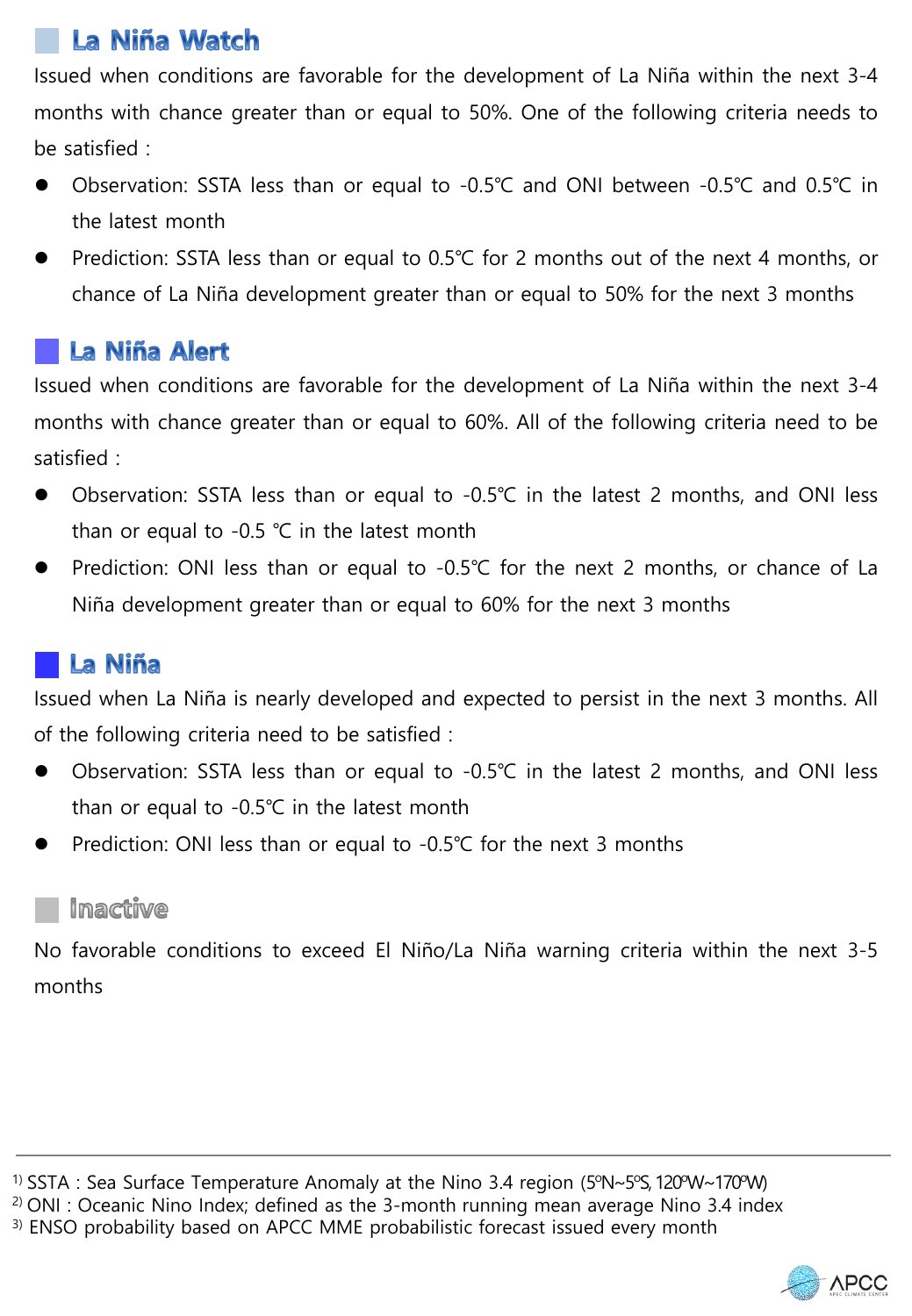## La Niña Watch

Issued when conditions are favorable for the development of La Niña within the next 3-4 months with chance greater than or equal to 50%. One of the following criteria needs to be satisfied :

- Observation: SSTA less than or equal to -0.5℃ and ONI between -0.5℃ and 0.5℃ in the latest month
- Prediction: SSTA less than or equal to 0.5℃ for 2 months out of the next 4 months, or chance of La Niña development greater than or equal to 50% for the next 3 months

## La Niña Alert

Issued when conditions are favorable for the development of La Niña within the next 3-4 months with chance greater than or equal to 60%. All of the following criteria need to be satisfied :

- Observation: SSTA less than or equal to -0.5℃ in the latest 2 months, and ONI less than or equal to -0.5 ℃ in the latest month
- Prediction: ONI less than or equal to -0.5℃ for the next 2 months, or chance of La Niña development greater than or equal to 60% for the next 3 months

## La Niña

Issued when La Niña is nearly developed and expected to persist in the next 3 months. All of the following criteria need to be satisfied :

- Observation: SSTA less than or equal to -0.5℃ in the latest 2 months, and ONI less than or equal to -0.5℃ in the latest month
- Prediction: ONI less than or equal to -0.5℃ for the next 3 months

## Inactive

No favorable conditions to exceed El Niño/La Niña warning criteria within the next 3-5 months

---

[1] SSTA : Sea Surface Temperature Anomaly at the Nino 3.4 region (5ºN~5ºS, 120ºW~170ºW)
[2] ONI : Oceanic Nino Index; defined as the 3-month running mean average Nino 3.4 index
[3] ENSO probability based on APCC MME probabilistic forecast issued every month